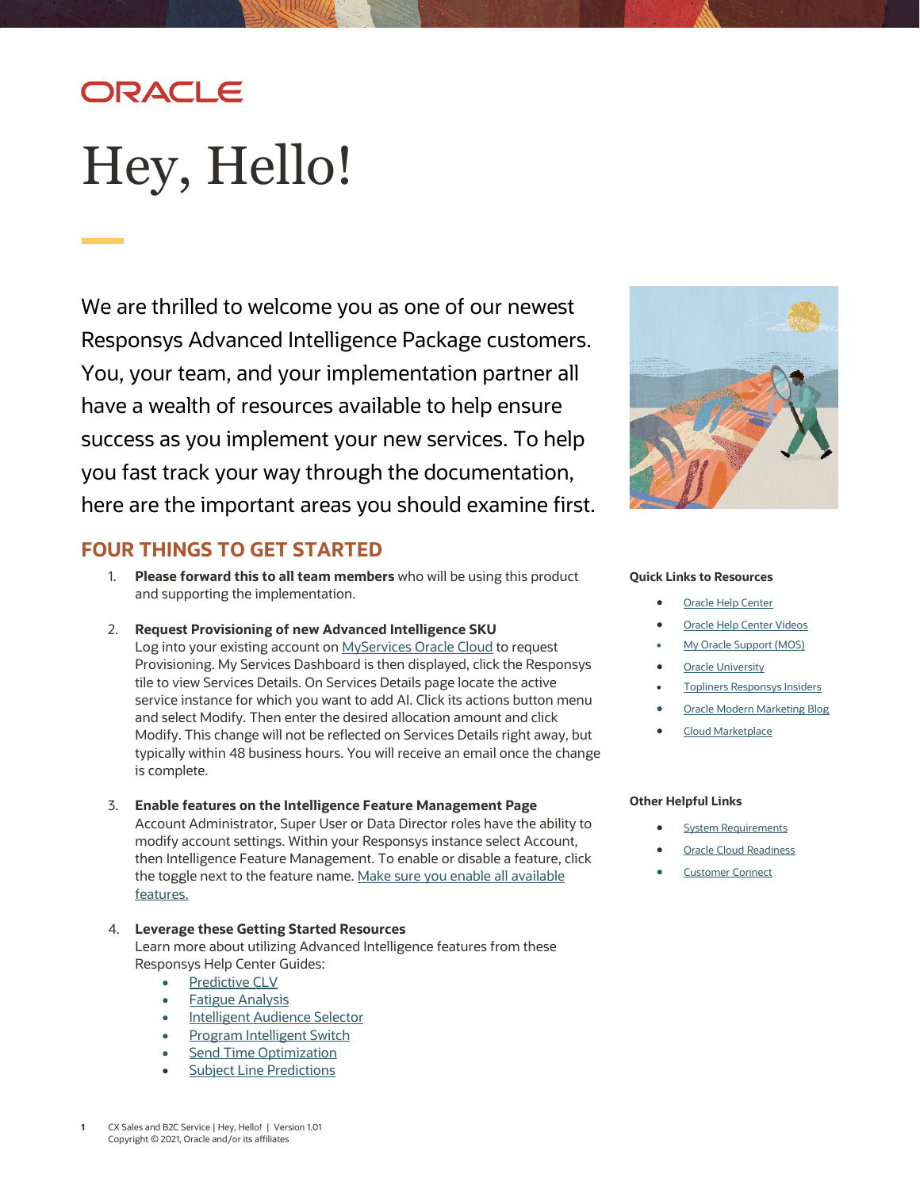ORACLE

# Hey, Hello!

We are thrilled to welcome you as one of our newest Responsys Advanced Intelligence Package customers. You, your team, and your implementation partner all have a wealth of resources available to help ensure success as you implement your new services. To help you fast track your way through the documentation, here are the important areas you should examine first.

## FOUR THINGS TO GET STARTED

1. **Please forward this to all team members** who will be using this product and supporting the implementation.

2. **Request Provisioning of new Advanced Intelligence SKU**
   Log into your existing account on MyServices Oracle Cloud to request Provisioning. My Services Dashboard is then displayed, click the Responsys tile to view Services Details. On Services Details page locate the active service instance for which you want to add AI. Click its actions button menu and select Modify. Then enter the desired allocation amount and click Modify. This change will not be reflected on Services Details right away, but typically within 48 business hours. You will receive an email once the change is complete.

3. **Enable features on the Intelligence Feature Management Page**
   Account Administrator, Super User or Data Director roles have the ability to modify account settings. Within your Responsys instance select Account, then Intelligence Feature Management. To enable or disable a feature, click the toggle next to the feature name. Make sure you enable all available features.

4. **Leverage these Getting Started Resources**
   Learn more about utilizing Advanced Intelligence features from these Responsys Help Center Guides:
   - Predictive CLV
   - Fatigue Analysis
   - Intelligent Audience Selector
   - Program Intelligent Switch
   - Send Time Optimization
   - Subject Line Predictions

**Quick Links to Resources**

- Oracle Help Center
- Oracle Help Center Videos
- My Oracle Support (MOS)
- Oracle University
- Topliners Responsys Insiders
- Oracle Modern Marketing Blog
- Cloud Marketplace

**Other Helpful Links**

- System Requirements
- Oracle Cloud Readiness
- Customer Connect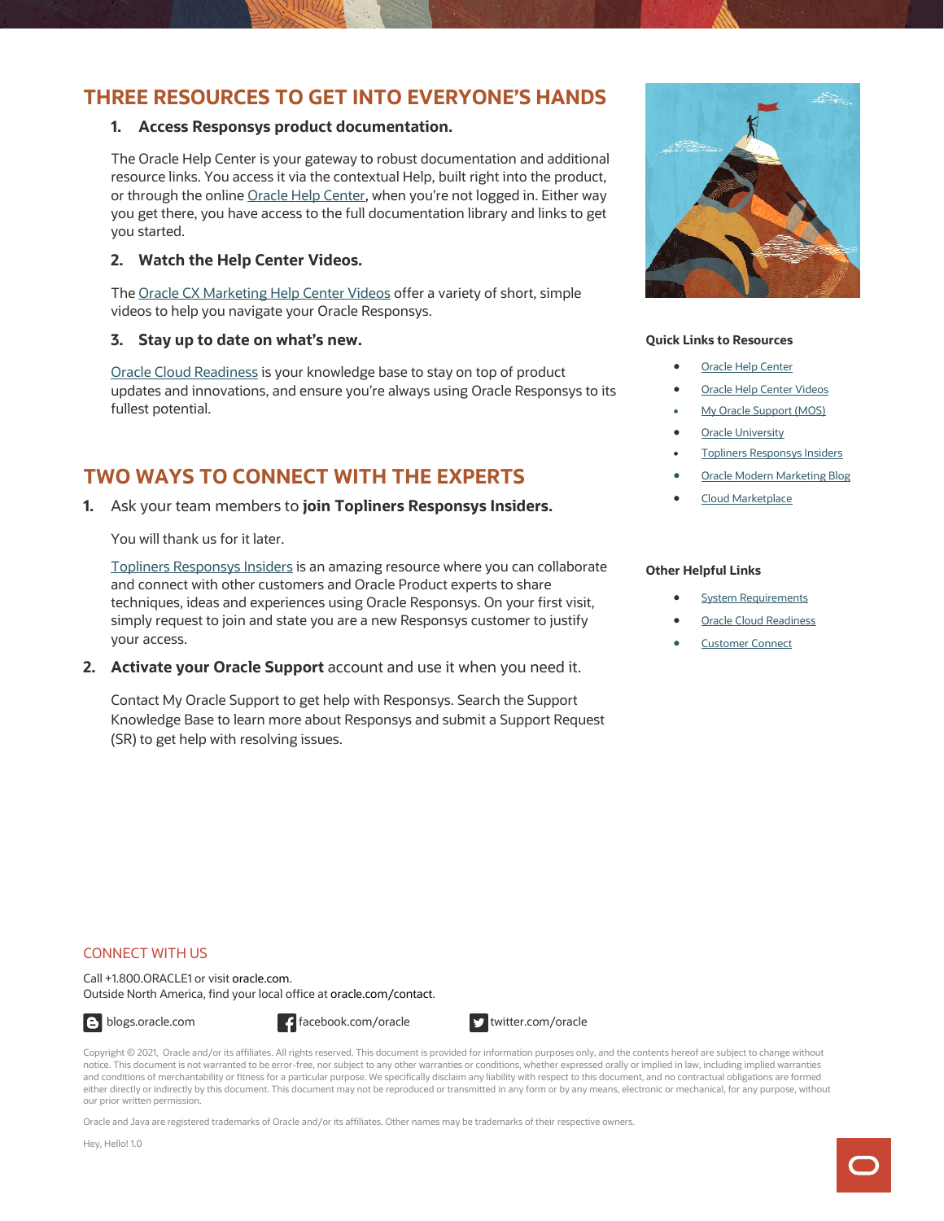## THREE RESOURCES TO GET INTO EVERYONE'S HANDS

1. **Access Responsys product documentation.**

The Oracle Help Center is your gateway to robust documentation and additional resource links. You access it via the contextual Help, built right into the product, or through the online Oracle Help Center, when you're not logged in. Either way you get there, you have access to the full documentation library and links to get you started.

2. **Watch the Help Center Videos.**

The Oracle CX Marketing Help Center Videos offer a variety of short, simple videos to help you navigate your Oracle Responsys.

3. **Stay up to date on what's new.**

Oracle Cloud Readiness is your knowledge base to stay on top of product updates and innovations, and ensure you're always using Oracle Responsys to its fullest potential.

## TWO WAYS TO CONNECT WITH THE EXPERTS

1. Ask your team members to **join Topliners Responsys Insiders.**

   You will thank us for it later.

   Topliners Responsys Insiders is an amazing resource where you can collaborate and connect with other customers and Oracle Product experts to share techniques, ideas and experiences using Oracle Responsys. On your first visit, simply request to join and state you are a new Responsys customer to justify your access.

2. **Activate your Oracle Support** account and use it when you need it.

   Contact My Oracle Support to get help with Responsys. Search the Support Knowledge Base to learn more about Responsys and submit a Support Request (SR) to get help with resolving issues.

**Quick Links to Resources**

- Oracle Help Center
- Oracle Help Center Videos
- My Oracle Support (MOS)
- Oracle University
- Topliners Responsys Insiders
- Oracle Modern Marketing Blog
- Cloud Marketplace

**Other Helpful Links**

- System Requirements
- Oracle Cloud Readiness
- Customer Connect

CONNECT WITH US

Call +1.800.ORACLE1 or visit oracle.com.
Outside North America, find your local office at oracle.com/contact.

blogs.oracle.com    facebook.com/oracle    twitter.com/oracle

Copyright © 2021, Oracle and/or its affiliates. All rights reserved. This document is provided for information purposes only, and the contents hereof are subject to change without notice. This document is not warranted to be error-free, nor subject to any other warranties or conditions, whether expressed orally or implied in law, including implied warranties and conditions of merchantability or fitness for a particular purpose. We specifically disclaim any liability with respect to this document, and no contractual obligations are formed either directly or indirectly by this document. This document may not be reproduced or transmitted in any form or by any means, electronic or mechanical, for any purpose, without our prior written permission.

Oracle and Java are registered trademarks of Oracle and/or its affiliates. Other names may be trademarks of their respective owners.

Hey, Hello! 1.0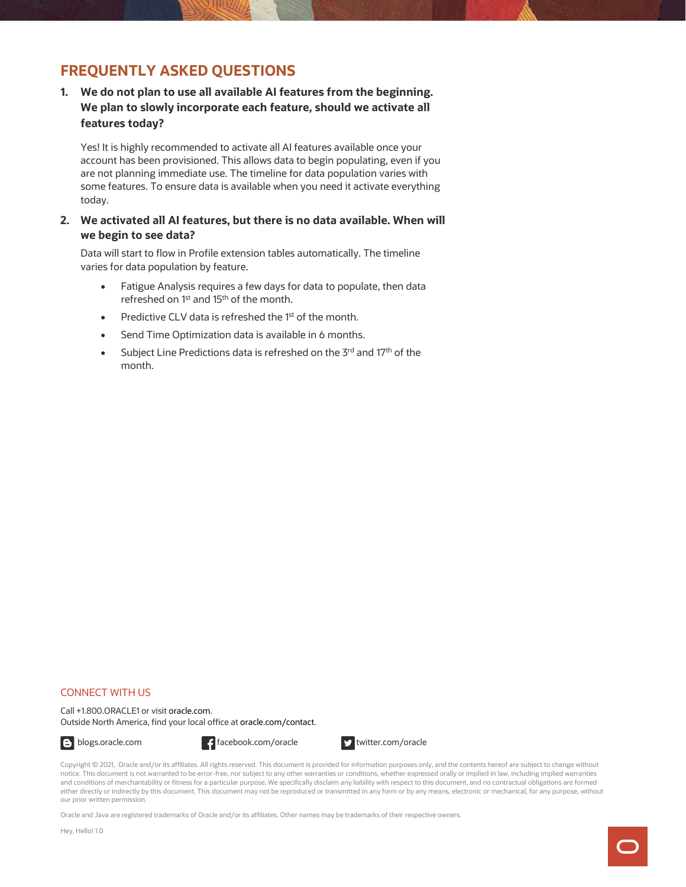## FREQUENTLY ASKED QUESTIONS

1. **We do not plan to use all available AI features from the beginning. We plan to slowly incorporate each feature, should we activate all features today?**

   Yes! It is highly recommended to activate all AI features available once your account has been provisioned. This allows data to begin populating, even if you are not planning immediate use. The timeline for data population varies with some features. To ensure data is available when you need it activate everything today.

2. **We activated all AI features, but there is no data available. When will we begin to see data?**

   Data will start to flow in Profile extension tables automatically. The timeline varies for data population by feature.

   - Fatigue Analysis requires a few days for data to populate, then data refreshed on 1st and 15th of the month.
   - Predictive CLV data is refreshed the 1st of the month.
   - Send Time Optimization data is available in 6 months.
   - Subject Line Predictions data is refreshed on the 3rd and 17th of the month.

CONNECT WITH US

Call +1.800.ORACLE1 or visit oracle.com.
Outside North America, find your local office at oracle.com/contact.

blogs.oracle.com    facebook.com/oracle    twitter.com/oracle

Copyright © 2021, Oracle and/or its affiliates. All rights reserved. This document is provided for information purposes only, and the contents hereof are subject to change without notice. This document is not warranted to be error-free, nor subject to any other warranties or conditions, whether expressed orally or implied in law, including implied warranties and conditions of merchantability or fitness for a particular purpose. We specifically disclaim any liability with respect to this document, and no contractual obligations are formed either directly or indirectly by this document. This document may not be reproduced or transmitted in any form or by any means, electronic or mechanical, for any purpose, without our prior written permission.

Oracle and Java are registered trademarks of Oracle and/or its affiliates. Other names may be trademarks of their respective owners.

Hey, Hello! 1.0